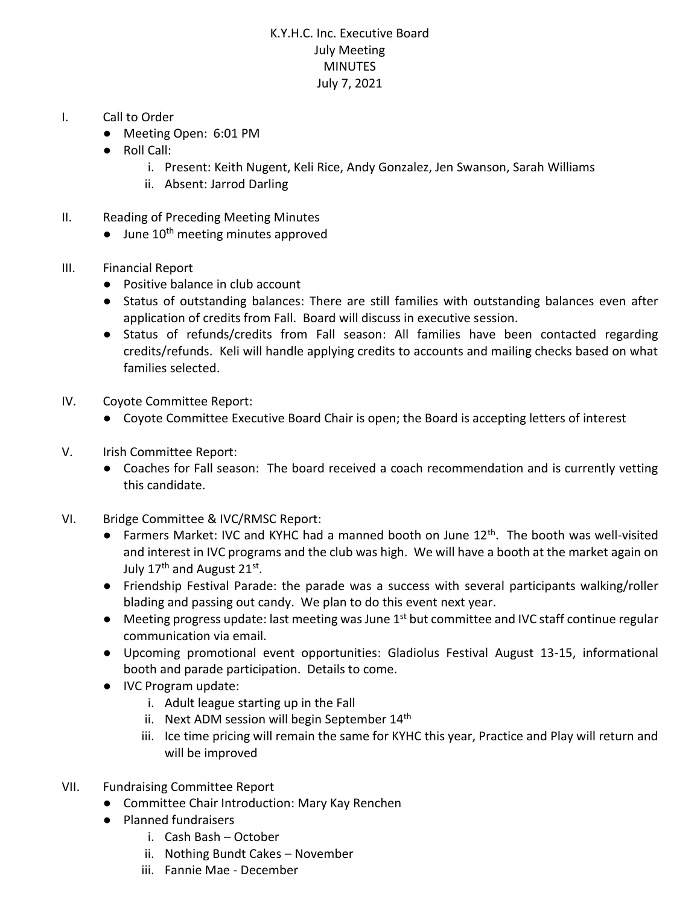# K.Y.H.C. Inc. Executive Board
## July Meeting
## MINUTES
## July 7, 2021

I. Call to Order
- Meeting Open: 6:01 PM
- Roll Call:
  - i. Present: Keith Nugent, Keli Rice, Andy Gonzalez, Jen Swanson, Sarah Williams
  - ii. Absent: Jarrod Darling

II. Reading of Preceding Meeting Minutes
- June 10th meeting minutes approved

III. Financial Report
- Positive balance in club account
- Status of outstanding balances: There are still families with outstanding balances even after application of credits from Fall. Board will discuss in executive session.
- Status of refunds/credits from Fall season: All families have been contacted regarding credits/refunds. Keli will handle applying credits to accounts and mailing checks based on what families selected.

IV. Coyote Committee Report:
- Coyote Committee Executive Board Chair is open; the Board is accepting letters of interest

V. Irish Committee Report:
- Coaches for Fall season: The board received a coach recommendation and is currently vetting this candidate.

VI. Bridge Committee & IVC/RMSC Report:
- Farmers Market: IVC and KYHC had a manned booth on June 12th. The booth was well-visited and interest in IVC programs and the club was high. We will have a booth at the market again on July 17th and August 21st.
- Friendship Festival Parade: the parade was a success with several participants walking/roller blading and passing out candy. We plan to do this event next year.
- Meeting progress update: last meeting was June 1st but committee and IVC staff continue regular communication via email.
- Upcoming promotional event opportunities: Gladiolus Festival August 13-15, informational booth and parade participation. Details to come.
- IVC Program update:
  - i. Adult league starting up in the Fall
  - ii. Next ADM session will begin September 14th
  - iii. Ice time pricing will remain the same for KYHC this year, Practice and Play will return and will be improved

VII. Fundraising Committee Report
- Committee Chair Introduction: Mary Kay Renchen
- Planned fundraisers
  - i. Cash Bash – October
  - ii. Nothing Bundt Cakes – November
  - iii. Fannie Mae - December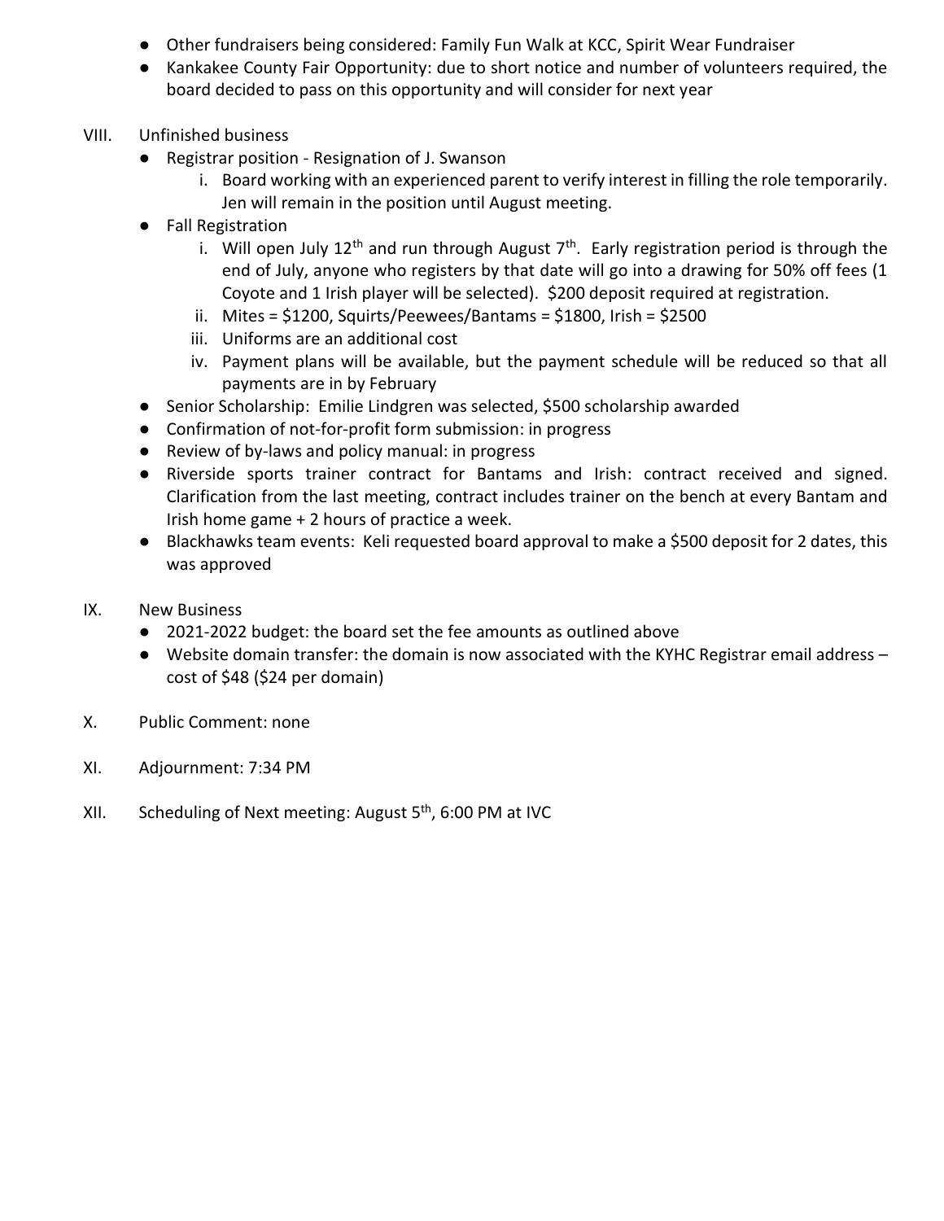- Other fundraisers being considered: Family Fun Walk at KCC, Spirit Wear Fundraiser
- Kankakee County Fair Opportunity: due to short notice and number of volunteers required, the board decided to pass on this opportunity and will consider for next year

VIII. Unfinished business

- Registrar position - Resignation of J. Swanson
  i. Board working with an experienced parent to verify interest in filling the role temporarily. Jen will remain in the position until August meeting.
- Fall Registration
  i. Will open July 12th and run through August 7th. Early registration period is through the end of July, anyone who registers by that date will go into a drawing for 50% off fees (1 Coyote and 1 Irish player will be selected). $200 deposit required at registration.
  ii. Mites = $1200, Squirts/Peewees/Bantams = $1800, Irish = $2500
  iii. Uniforms are an additional cost
  iv. Payment plans will be available, but the payment schedule will be reduced so that all payments are in by February
- Senior Scholarship: Emilie Lindgren was selected, $500 scholarship awarded
- Confirmation of not-for-profit form submission: in progress
- Review of by-laws and policy manual: in progress
- Riverside sports trainer contract for Bantams and Irish: contract received and signed. Clarification from the last meeting, contract includes trainer on the bench at every Bantam and Irish home game + 2 hours of practice a week.
- Blackhawks team events: Keli requested board approval to make a $500 deposit for 2 dates, this was approved

IX. New Business

- 2021-2022 budget: the board set the fee amounts as outlined above
- Website domain transfer: the domain is now associated with the KYHC Registrar email address – cost of $48 ($24 per domain)

X. Public Comment: none

XI. Adjournment: 7:34 PM

XII. Scheduling of Next meeting: August 5th, 6:00 PM at IVC